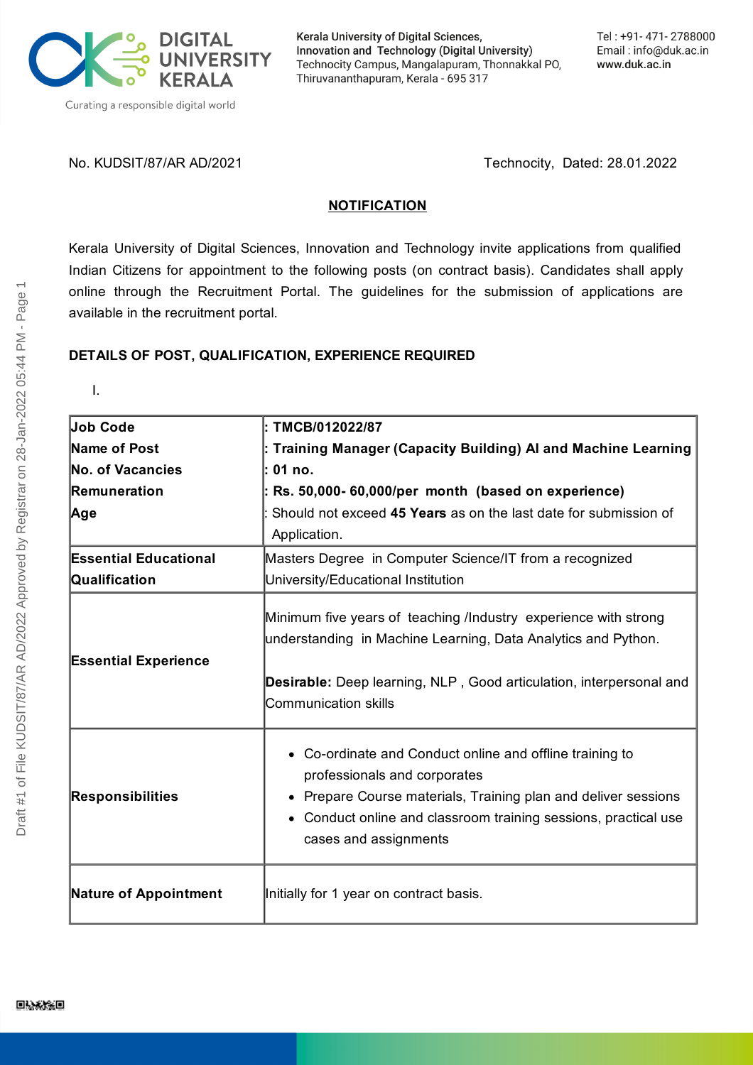**Kerala University of Digital Sciences, Innovation and Technology (Digital University)**
Technocity Campus, Mangalapuram, Thonnakkal PO, Thiruvananthapuram, Kerala - 695 317

Tel : +91- 471- 2788000
Email : info@duk.ac.in
www.duk.ac.in

No. KUDSIT/87/AR AD/2021 Technocity, Dated: 28.01.2022

## NOTIFICATION

Kerala University of Digital Sciences, Innovation and Technology invite applications from qualified Indian Citizens for appointment to the following posts (on contract basis). Candidates shall apply online through the Recruitment Portal. The guidelines for the submission of applications are available in the recruitment portal.

**DETAILS OF POST, QUALIFICATION, EXPERIENCE REQUIRED**

I.

| | |
|---|---|
| **Job Code**<br>**Name of Post**<br>**No. of Vacancies**<br>**Remuneration**<br>**Age** | **: TMCB/012022/87**<br>**: Training Manager (Capacity Building) AI and Machine Learning**<br>**: 01 no.**<br>**: Rs. 50,000- 60,000/per month (based on experience)**<br>: Should not exceed **45 Years** as on the last date for submission of Application. |
| **Essential Educational Qualification** | Masters Degree in Computer Science/IT from a recognized University/Educational Institution |
| **Essential Experience** | Minimum five years of teaching /Industry experience with strong understanding in Machine Learning, Data Analytics and Python.<br><br>**Desirable:** Deep learning, NLP , Good articulation, interpersonal and Communication skills |
| **Responsibilities** | • Co-ordinate and Conduct online and offline training to professionals and corporates<br>• Prepare Course materials, Training plan and deliver sessions<br>• Conduct online and classroom training sessions, practical use cases and assignments |
| **Nature of Appointment** | Initially for 1 year on contract basis. |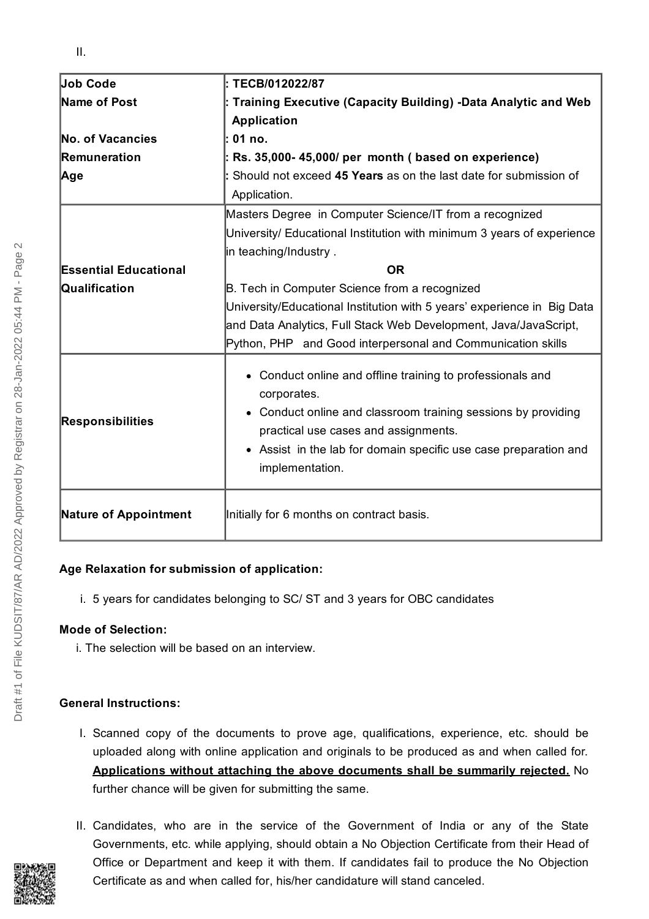II.

| Job Code | : TECB/012022/87 |
|---|---|
| Name of Post | : **Training Executive (Capacity Building) -Data Analytic and Web Application** |
| No. of Vacancies | : **01 no.** |
| Remuneration | : **Rs. 35,000- 45,000/ per month ( based on experience)** |
| Age | : Should not exceed **45 Years** as on the last date for submission of Application. |
| **Essential Educational Qualification** | Masters Degree in Computer Science/IT from a recognized University/ Educational Institution with minimum 3 years of experience in teaching/Industry . **OR** B. Tech in Computer Science from a recognized University/Educational Institution with 5 years' experience in Big Data and Data Analytics, Full Stack Web Development, Java/JavaScript, Python, PHP and Good interpersonal and Communication skills |
| **Responsibilities** | • Conduct online and offline training to professionals and corporates. • Conduct online and classroom training sessions by providing practical use cases and assignments. • Assist in the lab for domain specific use case preparation and implementation. |
| **Nature of Appointment** | Initially for 6 months on contract basis. |

**Age Relaxation for submission of application:**

i. 5 years for candidates belonging to SC/ ST and 3 years for OBC candidates

**Mode of Selection:**

i. The selection will be based on an interview.

**General Instructions:**

I. Scanned copy of the documents to prove age, qualifications, experience, etc. should be uploaded along with online application and originals to be produced as and when called for. **Applications without attaching the above documents shall be summarily rejected.** No further chance will be given for submitting the same.

II. Candidates, who are in the service of the Government of India or any of the State Governments, etc. while applying, should obtain a No Objection Certificate from their Head of Office or Department and keep it with them. If candidates fail to produce the No Objection Certificate as and when called for, his/her candidature will stand canceled.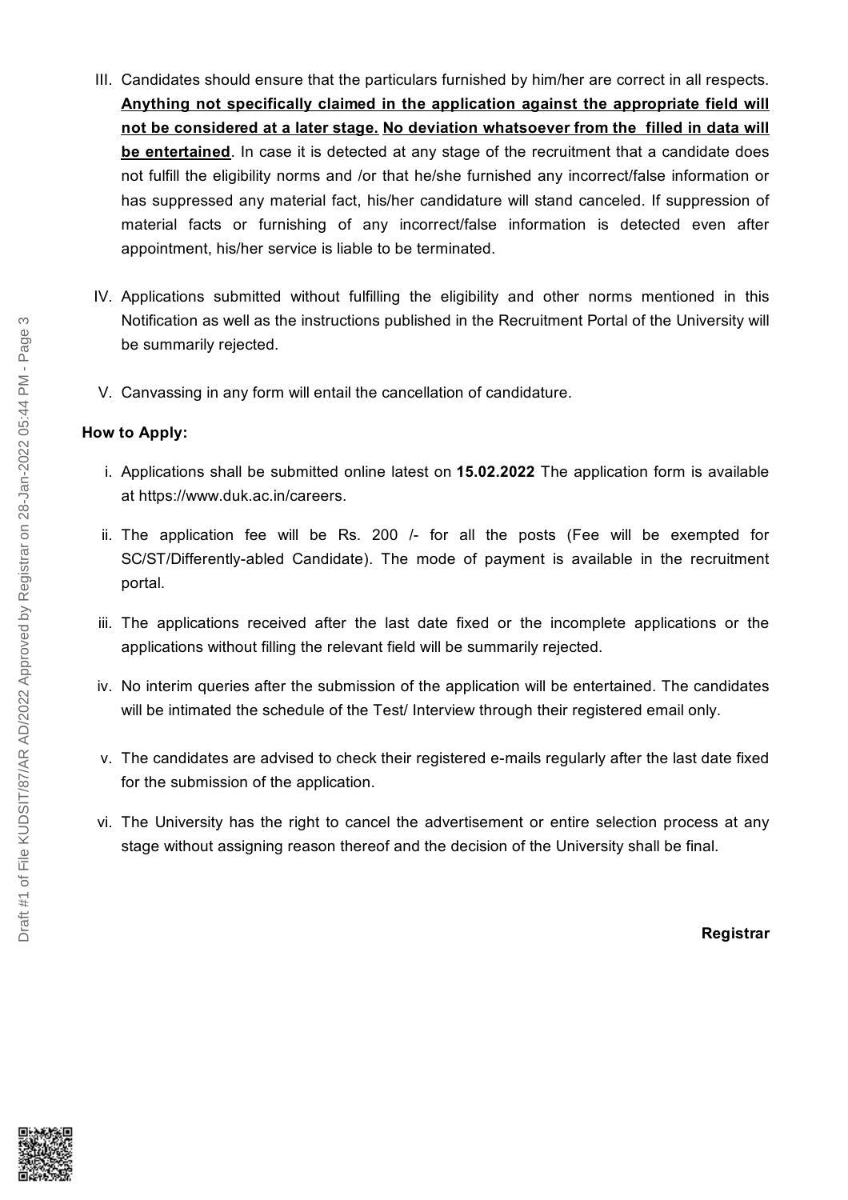III. Candidates should ensure that the particulars furnished by him/her are correct in all respects. **Anything not specifically claimed in the application against the appropriate field will not be considered at a later stage.** **No deviation whatsoever from the filled in data will be entertained**. In case it is detected at any stage of the recruitment that a candidate does not fulfill the eligibility norms and /or that he/she furnished any incorrect/false information or has suppressed any material fact, his/her candidature will stand canceled. If suppression of material facts or furnishing of any incorrect/false information is detected even after appointment, his/her service is liable to be terminated.

IV. Applications submitted without fulfilling the eligibility and other norms mentioned in this Notification as well as the instructions published in the Recruitment Portal of the University will be summarily rejected.

V. Canvassing in any form will entail the cancellation of candidature.

**How to Apply:**

i. Applications shall be submitted online latest on **15.02.2022** The application form is available at https://www.duk.ac.in/careers.

ii. The application fee will be Rs. 200 /- for all the posts (Fee will be exempted for SC/ST/Differently-abled Candidate). The mode of payment is available in the recruitment portal.

iii. The applications received after the last date fixed or the incomplete applications or the applications without filling the relevant field will be summarily rejected.

iv. No interim queries after the submission of the application will be entertained. The candidates will be intimated the schedule of the Test/ Interview through their registered email only.

v. The candidates are advised to check their registered e-mails regularly after the last date fixed for the submission of the application.

vi. The University has the right to cancel the advertisement or entire selection process at any stage without assigning reason thereof and the decision of the University shall be final.

**Registrar**